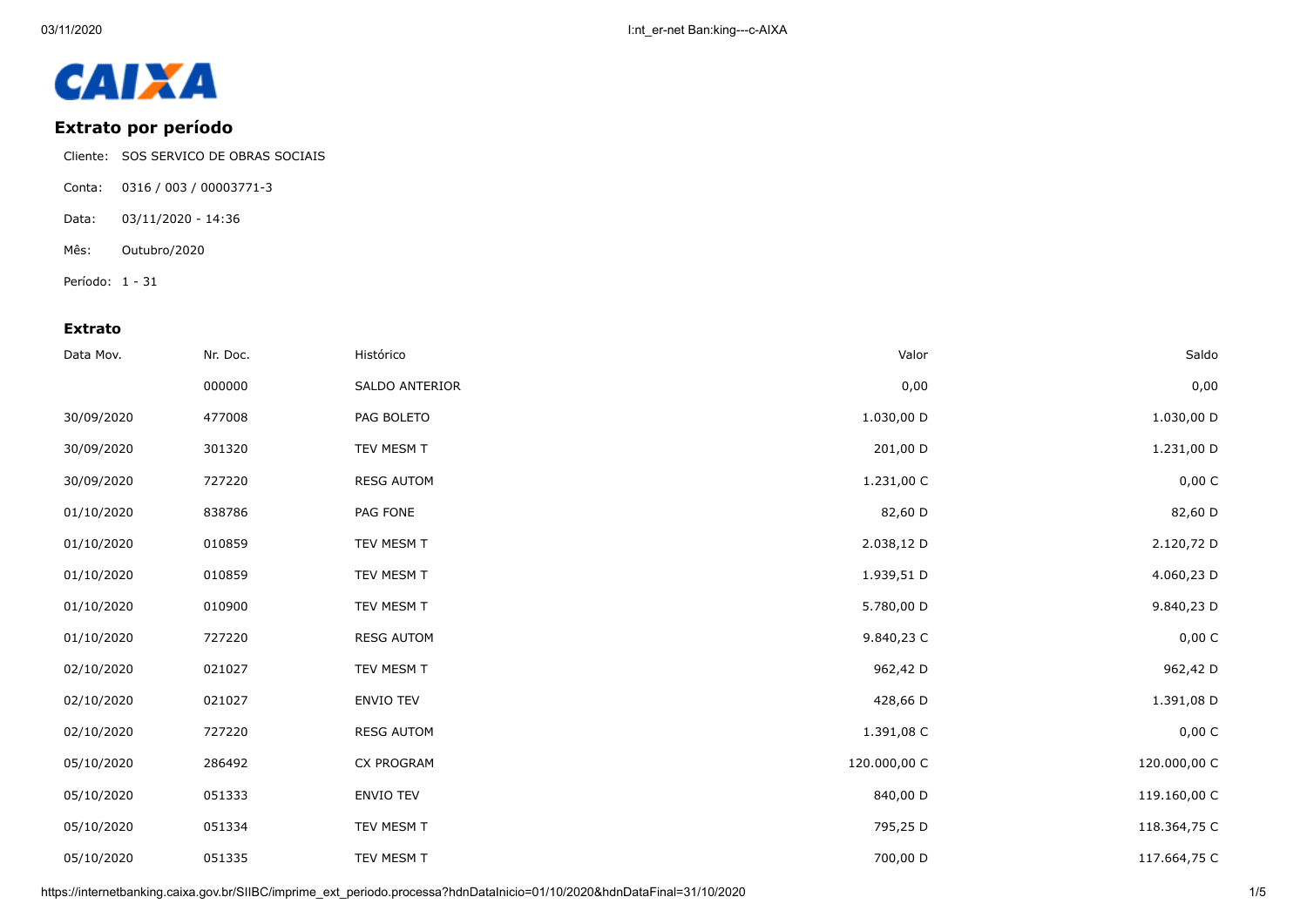CAIXA

## Extrato por período

Cliente: SOS SERVICO DE OBRAS SOCIAIS

Conta: 0316 / 003 / 00003771-3

Data: 03/11/2020 - 14:36

Mês: Outubro/2020

Período: 1 - 31

### Extrato

| Data Mov. | Nr. Doc. | Histórico | Valor | Saldo |
|---|---|---|---|---|
| | 000000 | SALDO ANTERIOR | 0,00 | 0,00 |
| 30/09/2020 | 477008 | PAG BOLETO | 1.030,00 D | 1.030,00 D |
| 30/09/2020 | 301320 | TEV MESM T | 201,00 D | 1.231,00 D |
| 30/09/2020 | 727220 | RESG AUTOM | 1.231,00 C | 0,00 C |
| 01/10/2020 | 838786 | PAG FONE | 82,60 D | 82,60 D |
| 01/10/2020 | 010859 | TEV MESM T | 2.038,12 D | 2.120,72 D |
| 01/10/2020 | 010859 | TEV MESM T | 1.939,51 D | 4.060,23 D |
| 01/10/2020 | 010900 | TEV MESM T | 5.780,00 D | 9.840,23 D |
| 01/10/2020 | 727220 | RESG AUTOM | 9.840,23 C | 0,00 C |
| 02/10/2020 | 021027 | TEV MESM T | 962,42 D | 962,42 D |
| 02/10/2020 | 021027 | ENVIO TEV | 428,66 D | 1.391,08 D |
| 02/10/2020 | 727220 | RESG AUTOM | 1.391,08 C | 0,00 C |
| 05/10/2020 | 286492 | CX PROGRAM | 120.000,00 C | 120.000,00 C |
| 05/10/2020 | 051333 | ENVIO TEV | 840,00 D | 119.160,00 C |
| 05/10/2020 | 051334 | TEV MESM T | 795,25 D | 118.364,75 C |
| 05/10/2020 | 051335 | TEV MESM T | 700,00 D | 117.664,75 C |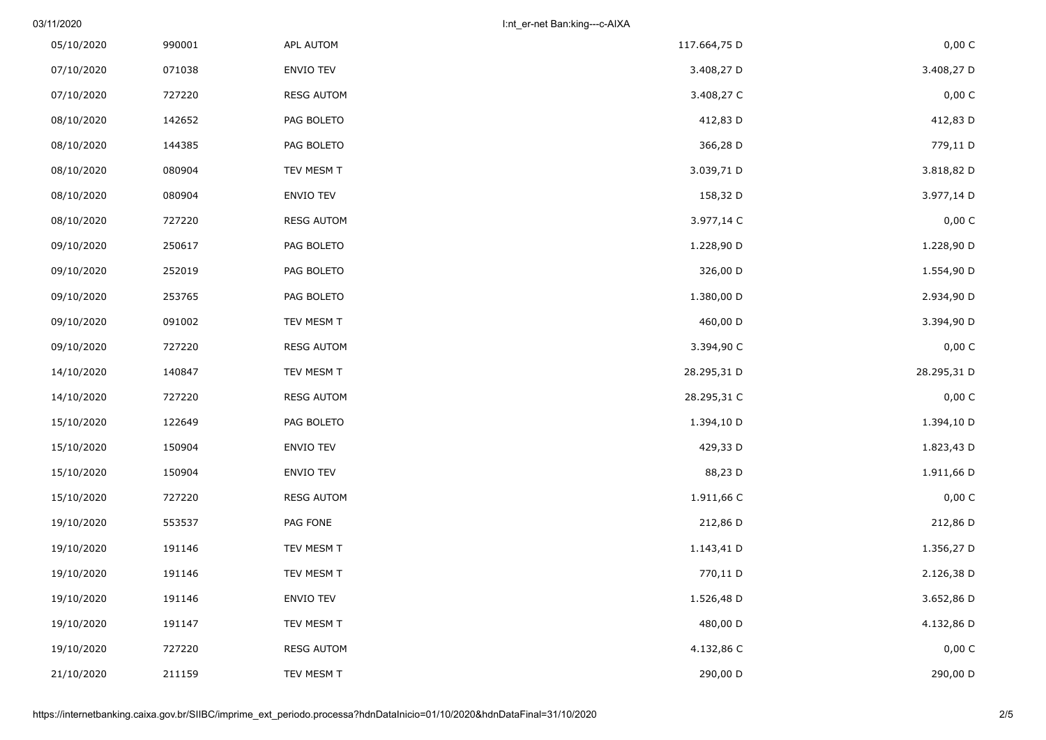| | | | | |
|---|---|---|---|---|
| 05/10/2020 | 990001 | APL AUTOM | 117.664,75 D | 0,00 C |
| 07/10/2020 | 071038 | ENVIO TEV | 3.408,27 D | 3.408,27 D |
| 07/10/2020 | 727220 | RESG AUTOM | 3.408,27 C | 0,00 C |
| 08/10/2020 | 142652 | PAG BOLETO | 412,83 D | 412,83 D |
| 08/10/2020 | 144385 | PAG BOLETO | 366,28 D | 779,11 D |
| 08/10/2020 | 080904 | TEV MESM T | 3.039,71 D | 3.818,82 D |
| 08/10/2020 | 080904 | ENVIO TEV | 158,32 D | 3.977,14 D |
| 08/10/2020 | 727220 | RESG AUTOM | 3.977,14 C | 0,00 C |
| 09/10/2020 | 250617 | PAG BOLETO | 1.228,90 D | 1.228,90 D |
| 09/10/2020 | 252019 | PAG BOLETO | 326,00 D | 1.554,90 D |
| 09/10/2020 | 253765 | PAG BOLETO | 1.380,00 D | 2.934,90 D |
| 09/10/2020 | 091002 | TEV MESM T | 460,00 D | 3.394,90 D |
| 09/10/2020 | 727220 | RESG AUTOM | 3.394,90 C | 0,00 C |
| 14/10/2020 | 140847 | TEV MESM T | 28.295,31 D | 28.295,31 D |
| 14/10/2020 | 727220 | RESG AUTOM | 28.295,31 C | 0,00 C |
| 15/10/2020 | 122649 | PAG BOLETO | 1.394,10 D | 1.394,10 D |
| 15/10/2020 | 150904 | ENVIO TEV | 429,33 D | 1.823,43 D |
| 15/10/2020 | 150904 | ENVIO TEV | 88,23 D | 1.911,66 D |
| 15/10/2020 | 727220 | RESG AUTOM | 1.911,66 C | 0,00 C |
| 19/10/2020 | 553537 | PAG FONE | 212,86 D | 212,86 D |
| 19/10/2020 | 191146 | TEV MESM T | 1.143,41 D | 1.356,27 D |
| 19/10/2020 | 191146 | TEV MESM T | 770,11 D | 2.126,38 D |
| 19/10/2020 | 191146 | ENVIO TEV | 1.526,48 D | 3.652,86 D |
| 19/10/2020 | 191147 | TEV MESM T | 480,00 D | 4.132,86 D |
| 19/10/2020 | 727220 | RESG AUTOM | 4.132,86 C | 0,00 C |
| 21/10/2020 | 211159 | TEV MESM T | 290,00 D | 290,00 D |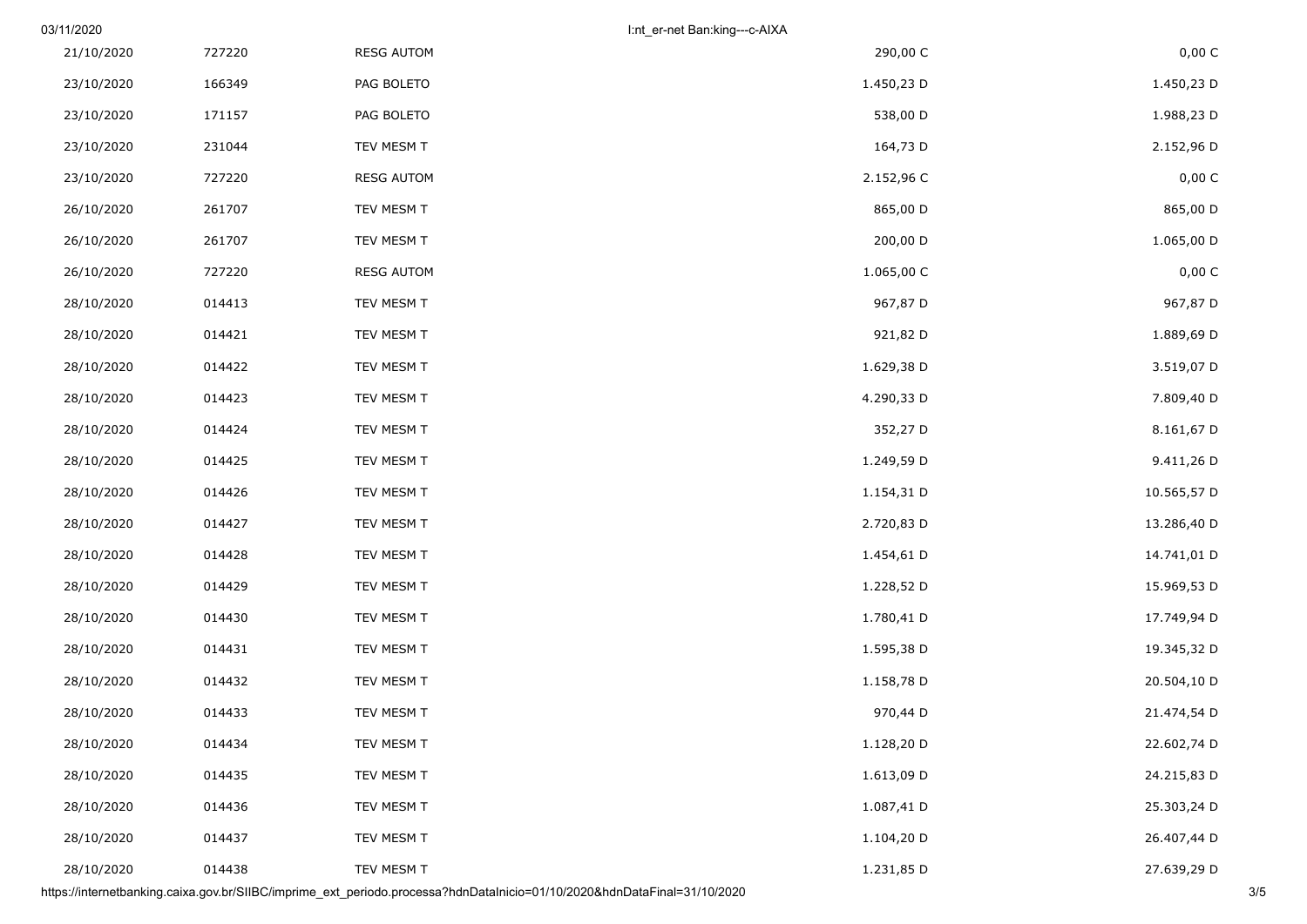| | | | | |
|---|---|---|---|---|
| 21/10/2020 | 727220 | RESG AUTOM | 290,00 C | 0,00 C |
| 23/10/2020 | 166349 | PAG BOLETO | 1.450,23 D | 1.450,23 D |
| 23/10/2020 | 171157 | PAG BOLETO | 538,00 D | 1.988,23 D |
| 23/10/2020 | 231044 | TEV MESM T | 164,73 D | 2.152,96 D |
| 23/10/2020 | 727220 | RESG AUTOM | 2.152,96 C | 0,00 C |
| 26/10/2020 | 261707 | TEV MESM T | 865,00 D | 865,00 D |
| 26/10/2020 | 261707 | TEV MESM T | 200,00 D | 1.065,00 D |
| 26/10/2020 | 727220 | RESG AUTOM | 1.065,00 C | 0,00 C |
| 28/10/2020 | 014413 | TEV MESM T | 967,87 D | 967,87 D |
| 28/10/2020 | 014421 | TEV MESM T | 921,82 D | 1.889,69 D |
| 28/10/2020 | 014422 | TEV MESM T | 1.629,38 D | 3.519,07 D |
| 28/10/2020 | 014423 | TEV MESM T | 4.290,33 D | 7.809,40 D |
| 28/10/2020 | 014424 | TEV MESM T | 352,27 D | 8.161,67 D |
| 28/10/2020 | 014425 | TEV MESM T | 1.249,59 D | 9.411,26 D |
| 28/10/2020 | 014426 | TEV MESM T | 1.154,31 D | 10.565,57 D |
| 28/10/2020 | 014427 | TEV MESM T | 2.720,83 D | 13.286,40 D |
| 28/10/2020 | 014428 | TEV MESM T | 1.454,61 D | 14.741,01 D |
| 28/10/2020 | 014429 | TEV MESM T | 1.228,52 D | 15.969,53 D |
| 28/10/2020 | 014430 | TEV MESM T | 1.780,41 D | 17.749,94 D |
| 28/10/2020 | 014431 | TEV MESM T | 1.595,38 D | 19.345,32 D |
| 28/10/2020 | 014432 | TEV MESM T | 1.158,78 D | 20.504,10 D |
| 28/10/2020 | 014433 | TEV MESM T | 970,44 D | 21.474,54 D |
| 28/10/2020 | 014434 | TEV MESM T | 1.128,20 D | 22.602,74 D |
| 28/10/2020 | 014435 | TEV MESM T | 1.613,09 D | 24.215,83 D |
| 28/10/2020 | 014436 | TEV MESM T | 1.087,41 D | 25.303,24 D |
| 28/10/2020 | 014437 | TEV MESM T | 1.104,20 D | 26.407,44 D |
| 28/10/2020 | 014438 | TEV MESM T | 1.231,85 D | 27.639,29 D |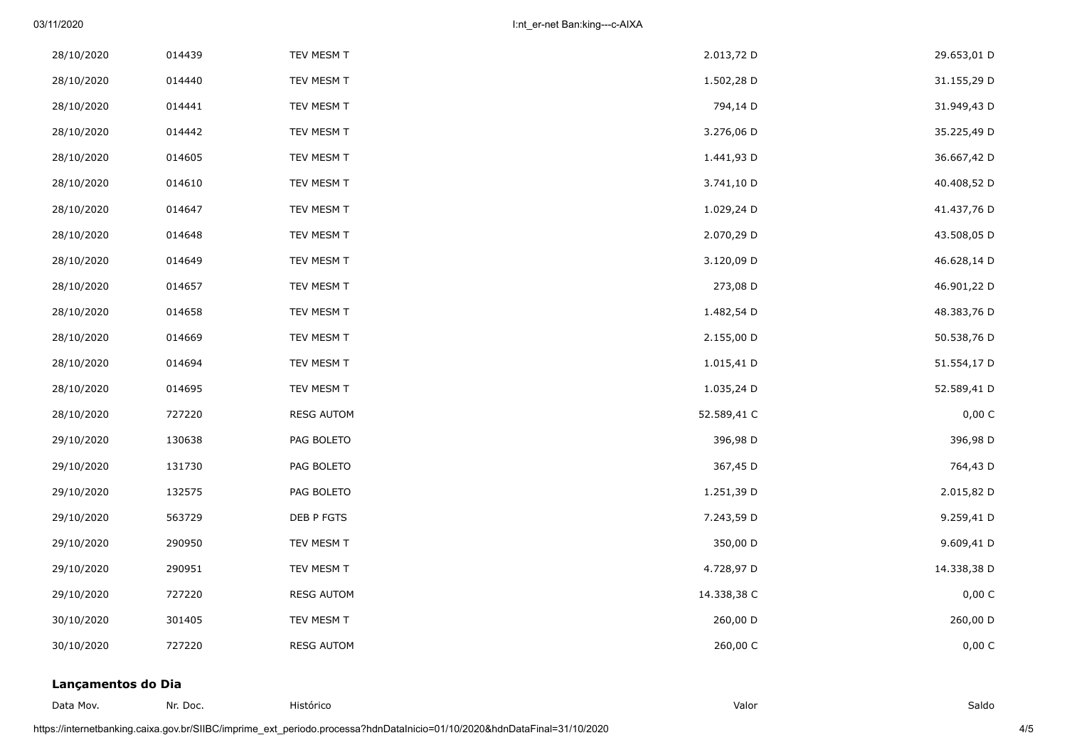| | | | | |
|---|---|---|---|---|
| 28/10/2020 | 014439 | TEV MESM T | 2.013,72 D | 29.653,01 D |
| 28/10/2020 | 014440 | TEV MESM T | 1.502,28 D | 31.155,29 D |
| 28/10/2020 | 014441 | TEV MESM T | 794,14 D | 31.949,43 D |
| 28/10/2020 | 014442 | TEV MESM T | 3.276,06 D | 35.225,49 D |
| 28/10/2020 | 014605 | TEV MESM T | 1.441,93 D | 36.667,42 D |
| 28/10/2020 | 014610 | TEV MESM T | 3.741,10 D | 40.408,52 D |
| 28/10/2020 | 014647 | TEV MESM T | 1.029,24 D | 41.437,76 D |
| 28/10/2020 | 014648 | TEV MESM T | 2.070,29 D | 43.508,05 D |
| 28/10/2020 | 014649 | TEV MESM T | 3.120,09 D | 46.628,14 D |
| 28/10/2020 | 014657 | TEV MESM T | 273,08 D | 46.901,22 D |
| 28/10/2020 | 014658 | TEV MESM T | 1.482,54 D | 48.383,76 D |
| 28/10/2020 | 014669 | TEV MESM T | 2.155,00 D | 50.538,76 D |
| 28/10/2020 | 014694 | TEV MESM T | 1.015,41 D | 51.554,17 D |
| 28/10/2020 | 014695 | TEV MESM T | 1.035,24 D | 52.589,41 D |
| 28/10/2020 | 727220 | RESG AUTOM | 52.589,41 C | 0,00 C |
| 29/10/2020 | 130638 | PAG BOLETO | 396,98 D | 396,98 D |
| 29/10/2020 | 131730 | PAG BOLETO | 367,45 D | 764,43 D |
| 29/10/2020 | 132575 | PAG BOLETO | 1.251,39 D | 2.015,82 D |
| 29/10/2020 | 563729 | DEB P FGTS | 7.243,59 D | 9.259,41 D |
| 29/10/2020 | 290950 | TEV MESM T | 350,00 D | 9.609,41 D |
| 29/10/2020 | 290951 | TEV MESM T | 4.728,97 D | 14.338,38 D |
| 29/10/2020 | 727220 | RESG AUTOM | 14.338,38 C | 0,00 C |
| 30/10/2020 | 301405 | TEV MESM T | 260,00 D | 260,00 D |
| 30/10/2020 | 727220 | RESG AUTOM | 260,00 C | 0,00 C |

**Lançamentos do Dia**

| Data Mov. | Nr. Doc. | Histórico | Valor | Saldo |
|---|---|---|---|---|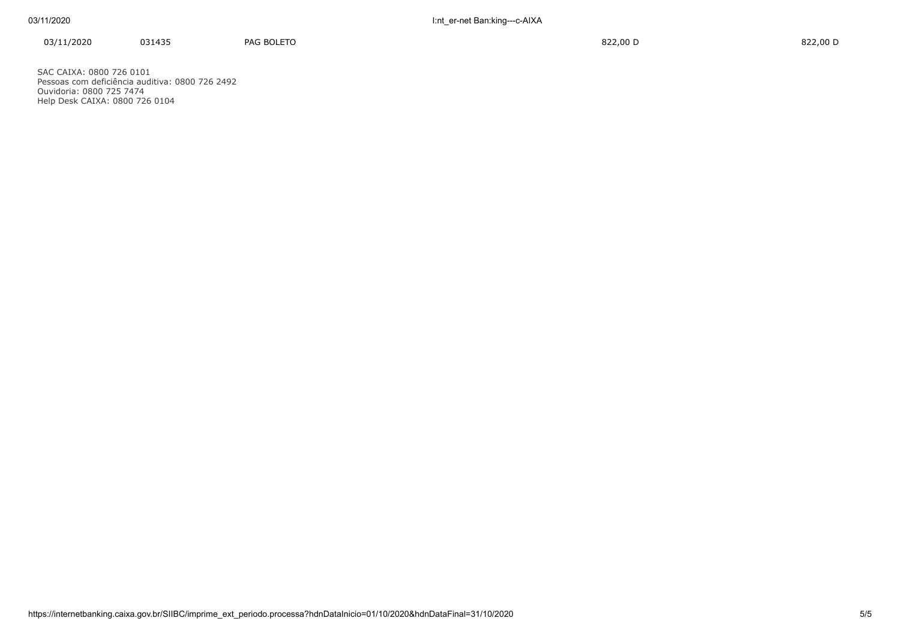| | | | | |
|---|---|---|---|---|
| 03/11/2020 | 031435 | PAG BOLETO | 822,00 D | 822,00 D |

SAC CAIXA: 0800 726 0101
Pessoas com deficiência auditiva: 0800 726 2492
Ouvidoria: 0800 725 7474
Help Desk CAIXA: 0800 726 0104